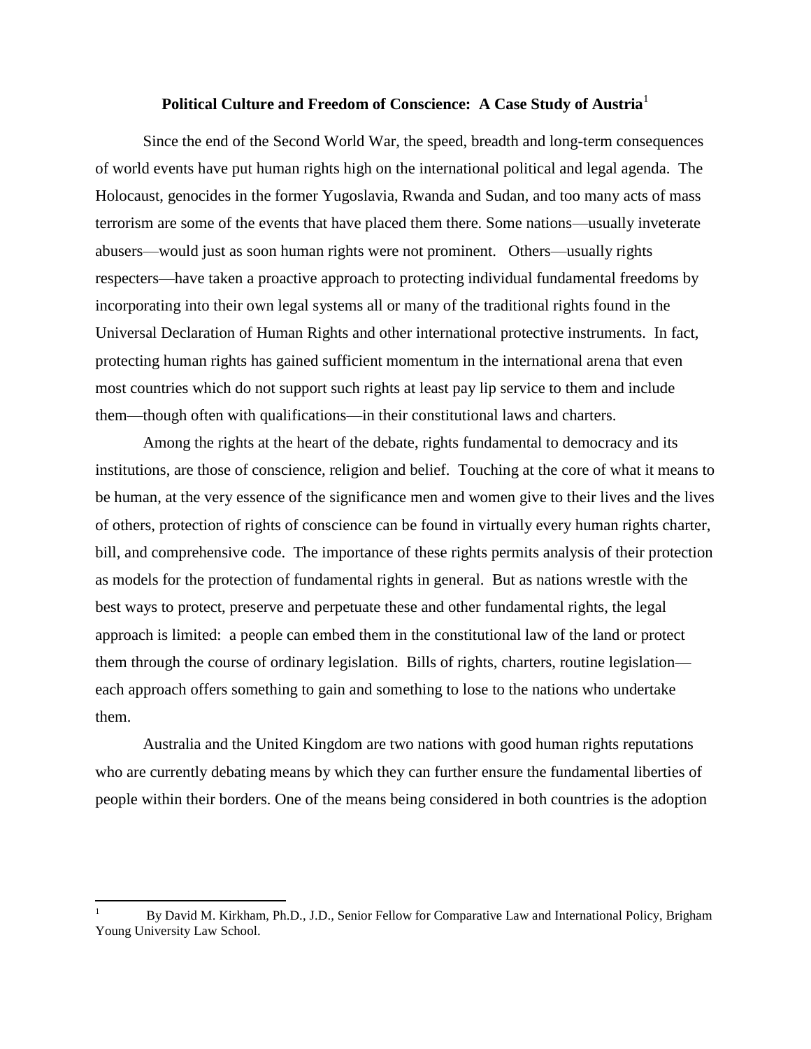# Political Culture and Freedom of Conscience: A Case Study of Austria[1]

Since the end of the Second World War, the speed, breadth and long-term consequences of world events have put human rights high on the international political and legal agenda. The Holocaust, genocides in the former Yugoslavia, Rwanda and Sudan, and too many acts of mass terrorism are some of the events that have placed them there. Some nations—usually inveterate abusers—would just as soon human rights were not prominent. Others—usually rights respecters—have taken a proactive approach to protecting individual fundamental freedoms by incorporating into their own legal systems all or many of the traditional rights found in the Universal Declaration of Human Rights and other international protective instruments. In fact, protecting human rights has gained sufficient momentum in the international arena that even most countries which do not support such rights at least pay lip service to them and include them—though often with qualifications—in their constitutional laws and charters.

Among the rights at the heart of the debate, rights fundamental to democracy and its institutions, are those of conscience, religion and belief. Touching at the core of what it means to be human, at the very essence of the significance men and women give to their lives and the lives of others, protection of rights of conscience can be found in virtually every human rights charter, bill, and comprehensive code. The importance of these rights permits analysis of their protection as models for the protection of fundamental rights in general. But as nations wrestle with the best ways to protect, preserve and perpetuate these and other fundamental rights, the legal approach is limited: a people can embed them in the constitutional law of the land or protect them through the course of ordinary legislation. Bills of rights, charters, routine legislation—each approach offers something to gain and something to lose to the nations who undertake them.

Australia and the United Kingdom are two nations with good human rights reputations who are currently debating means by which they can further ensure the fundamental liberties of people within their borders. One of the means being considered in both countries is the adoption

---

[1] By David M. Kirkham, Ph.D., J.D., Senior Fellow for Comparative Law and International Policy, Brigham Young University Law School.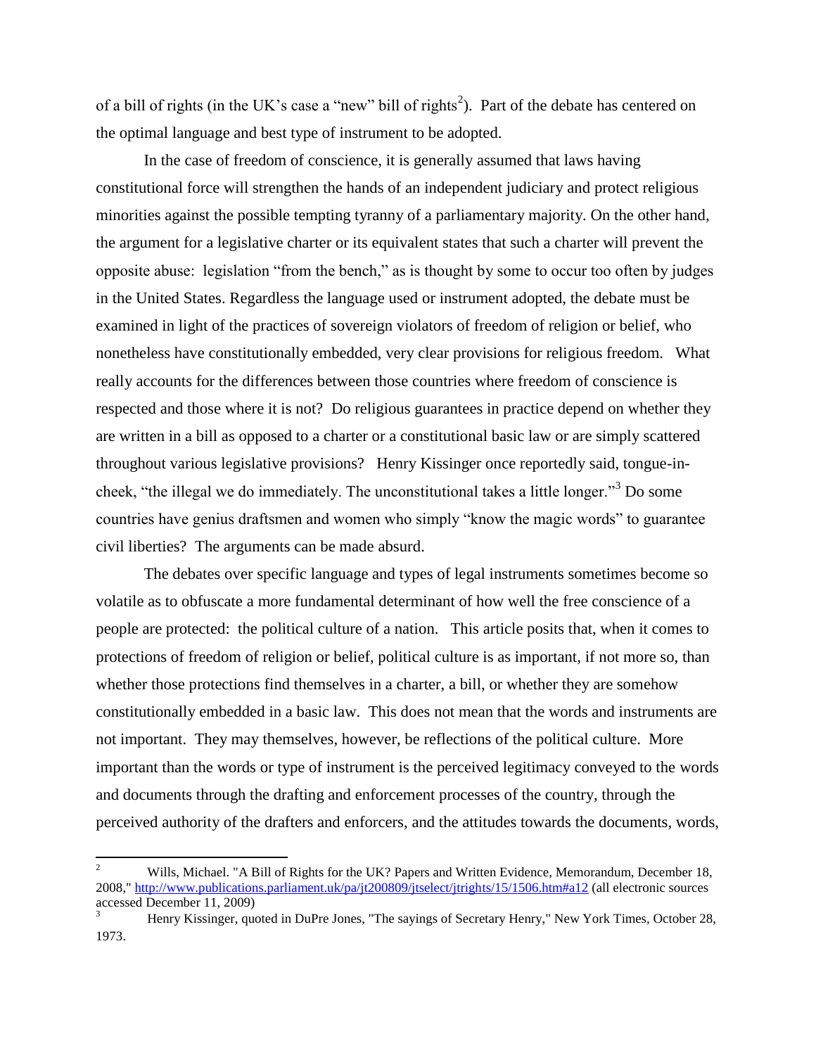of a bill of rights (in the UK's case a "new" bill of rights[2]). Part of the debate has centered on the optimal language and best type of instrument to be adopted.

In the case of freedom of conscience, it is generally assumed that laws having constitutional force will strengthen the hands of an independent judiciary and protect religious minorities against the possible tempting tyranny of a parliamentary majority. On the other hand, the argument for a legislative charter or its equivalent states that such a charter will prevent the opposite abuse: legislation "from the bench," as is thought by some to occur too often by judges in the United States. Regardless the language used or instrument adopted, the debate must be examined in light of the practices of sovereign violators of freedom of religion or belief, who nonetheless have constitutionally embedded, very clear provisions for religious freedom. What really accounts for the differences between those countries where freedom of conscience is respected and those where it is not? Do religious guarantees in practice depend on whether they are written in a bill as opposed to a charter or a constitutional basic law or are simply scattered throughout various legislative provisions? Henry Kissinger once reportedly said, tongue-in-cheek, "the illegal we do immediately. The unconstitutional takes a little longer."[3] Do some countries have genius draftsmen and women who simply "know the magic words" to guarantee civil liberties? The arguments can be made absurd.

The debates over specific language and types of legal instruments sometimes become so volatile as to obfuscate a more fundamental determinant of how well the free conscience of a people are protected: the political culture of a nation. This article posits that, when it comes to protections of freedom of religion or belief, political culture is as important, if not more so, than whether those protections find themselves in a charter, a bill, or whether they are somehow constitutionally embedded in a basic law. This does not mean that the words and instruments are not important. They may themselves, however, be reflections of the political culture. More important than the words or type of instrument is the perceived legitimacy conveyed to the words and documents through the drafting and enforcement processes of the country, through the perceived authority of the drafters and enforcers, and the attitudes towards the documents, words,

---

[2] Wills, Michael. "A Bill of Rights for the UK? Papers and Written Evidence, Memorandum, December 18, 2008," http://www.publications.parliament.uk/pa/jt200809/jtselect/jtrights/15/1506.htm#a12 (all electronic sources accessed December 11, 2009)

[3] Henry Kissinger, quoted in DuPre Jones, "The sayings of Secretary Henry," New York Times, October 28, 1973.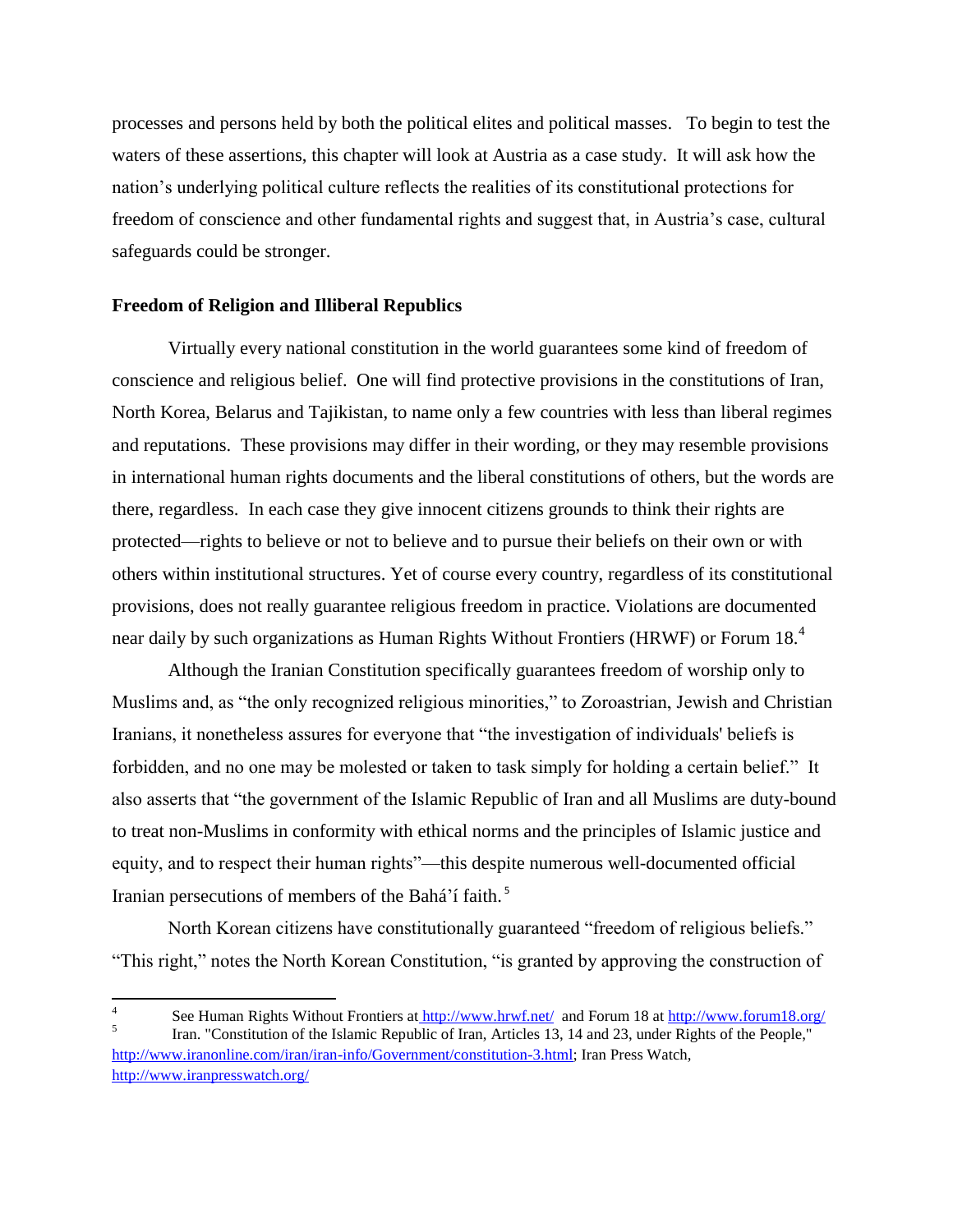processes and persons held by both the political elites and political masses. To begin to test the waters of these assertions, this chapter will look at Austria as a case study. It will ask how the nation's underlying political culture reflects the realities of its constitutional protections for freedom of conscience and other fundamental rights and suggest that, in Austria's case, cultural safeguards could be stronger.

**Freedom of Religion and Illiberal Republics**

Virtually every national constitution in the world guarantees some kind of freedom of conscience and religious belief. One will find protective provisions in the constitutions of Iran, North Korea, Belarus and Tajikistan, to name only a few countries with less than liberal regimes and reputations. These provisions may differ in their wording, or they may resemble provisions in international human rights documents and the liberal constitutions of others, but the words are there, regardless. In each case they give innocent citizens grounds to think their rights are protected—rights to believe or not to believe and to pursue their beliefs on their own or with others within institutional structures. Yet of course every country, regardless of its constitutional provisions, does not really guarantee religious freedom in practice. Violations are documented near daily by such organizations as Human Rights Without Frontiers (HRWF) or Forum 18.[4]

Although the Iranian Constitution specifically guarantees freedom of worship only to Muslims and, as "the only recognized religious minorities," to Zoroastrian, Jewish and Christian Iranians, it nonetheless assures for everyone that "the investigation of individuals' beliefs is forbidden, and no one may be molested or taken to task simply for holding a certain belief." It also asserts that "the government of the Islamic Republic of Iran and all Muslims are duty-bound to treat non-Muslims in conformity with ethical norms and the principles of Islamic justice and equity, and to respect their human rights"—this despite numerous well-documented official Iranian persecutions of members of the Bahá'í faith.[5]

North Korean citizens have constitutionally guaranteed "freedom of religious beliefs." "This right," notes the North Korean Constitution, "is granted by approving the construction of

---

[4] See Human Rights Without Frontiers at http://www.hrwf.net/ and Forum 18 at http://www.forum18.org/

[5] Iran. "Constitution of the Islamic Republic of Iran, Articles 13, 14 and 23, under Rights of the People," http://www.irononline.com/iran/iran-info/Government/constitution-3.html; Iran Press Watch, http://www.iranpresswatch.org/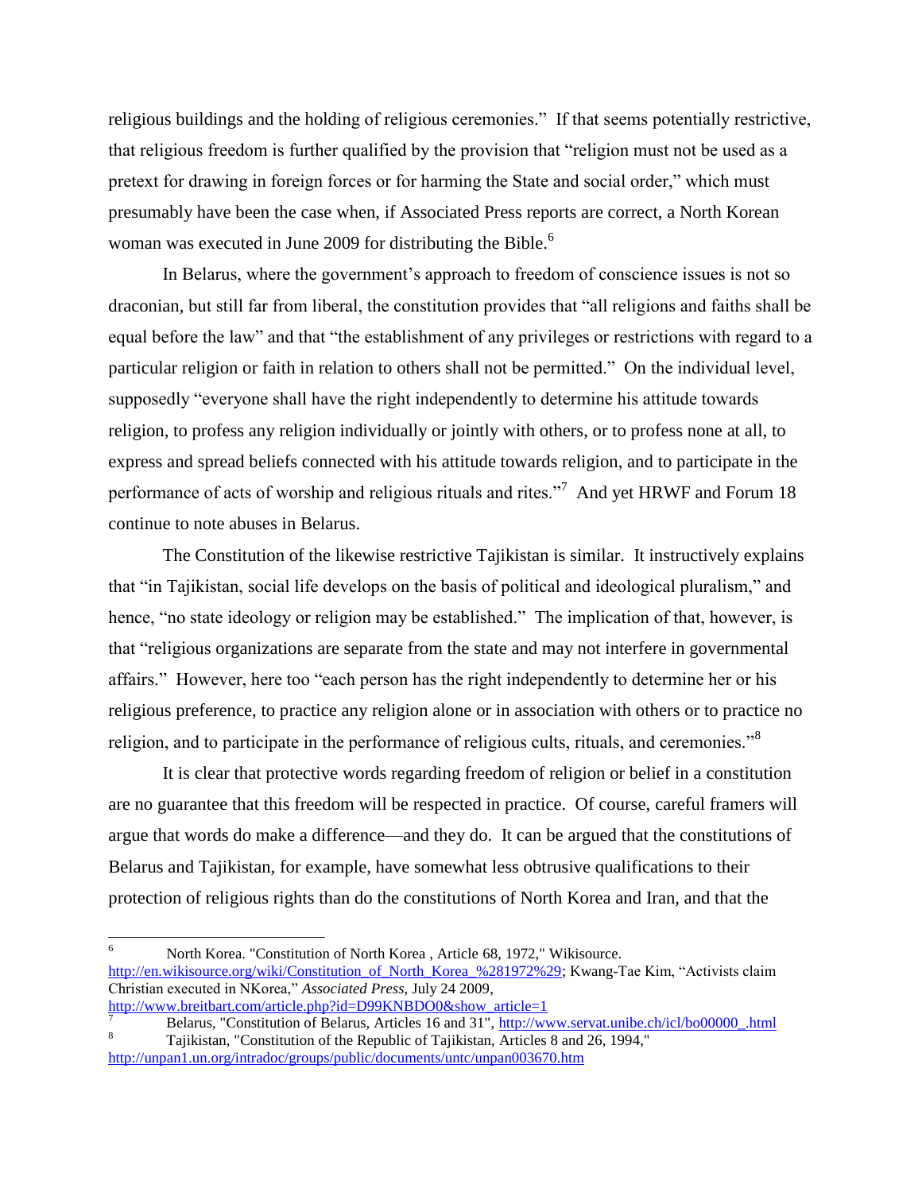religious buildings and the holding of religious ceremonies." If that seems potentially restrictive, that religious freedom is further qualified by the provision that "religion must not be used as a pretext for drawing in foreign forces or for harming the State and social order," which must presumably have been the case when, if Associated Press reports are correct, a North Korean woman was executed in June 2009 for distributing the Bible.[6]

In Belarus, where the government's approach to freedom of conscience issues is not so draconian, but still far from liberal, the constitution provides that "all religions and faiths shall be equal before the law" and that "the establishment of any privileges or restrictions with regard to a particular religion or faith in relation to others shall not be permitted." On the individual level, supposedly "everyone shall have the right independently to determine his attitude towards religion, to profess any religion individually or jointly with others, or to profess none at all, to express and spread beliefs connected with his attitude towards religion, and to participate in the performance of acts of worship and religious rituals and rites."[7] And yet HRWF and Forum 18 continue to note abuses in Belarus.

The Constitution of the likewise restrictive Tajikistan is similar. It instructively explains that "in Tajikistan, social life develops on the basis of political and ideological pluralism," and hence, "no state ideology or religion may be established." The implication of that, however, is that "religious organizations are separate from the state and may not interfere in governmental affairs." However, here too "each person has the right independently to determine her or his religious preference, to practice any religion alone or in association with others or to practice no religion, and to participate in the performance of religious cults, rituals, and ceremonies."[8]

It is clear that protective words regarding freedom of religion or belief in a constitution are no guarantee that this freedom will be respected in practice. Of course, careful framers will argue that words do make a difference—and they do. It can be argued that the constitutions of Belarus and Tajikistan, for example, have somewhat less obtrusive qualifications to their protection of religious rights than do the constitutions of North Korea and Iran, and that the

---

[6] North Korea. "Constitution of North Korea , Article 68, 1972," Wikisource. http://en.wikisource.org/wiki/Constitution_of_North_Korea_%281972%29; Kwang-Tae Kim, "Activists claim Christian executed in NKorea," *Associated Press*, July 24 2009, http://www.breitbart.com/article.php?id=D99KNBDO0&show_article=1

[7] Belarus, "Constitution of Belarus, Articles 16 and 31", http://www.servat.unibe.ch/icl/bo00000_.html

[8] Tajikistan, "Constitution of the Republic of Tajikistan, Articles 8 and 26, 1994," http://unpan1.un.org/intradoc/groups/public/documents/untc/unpan003670.htm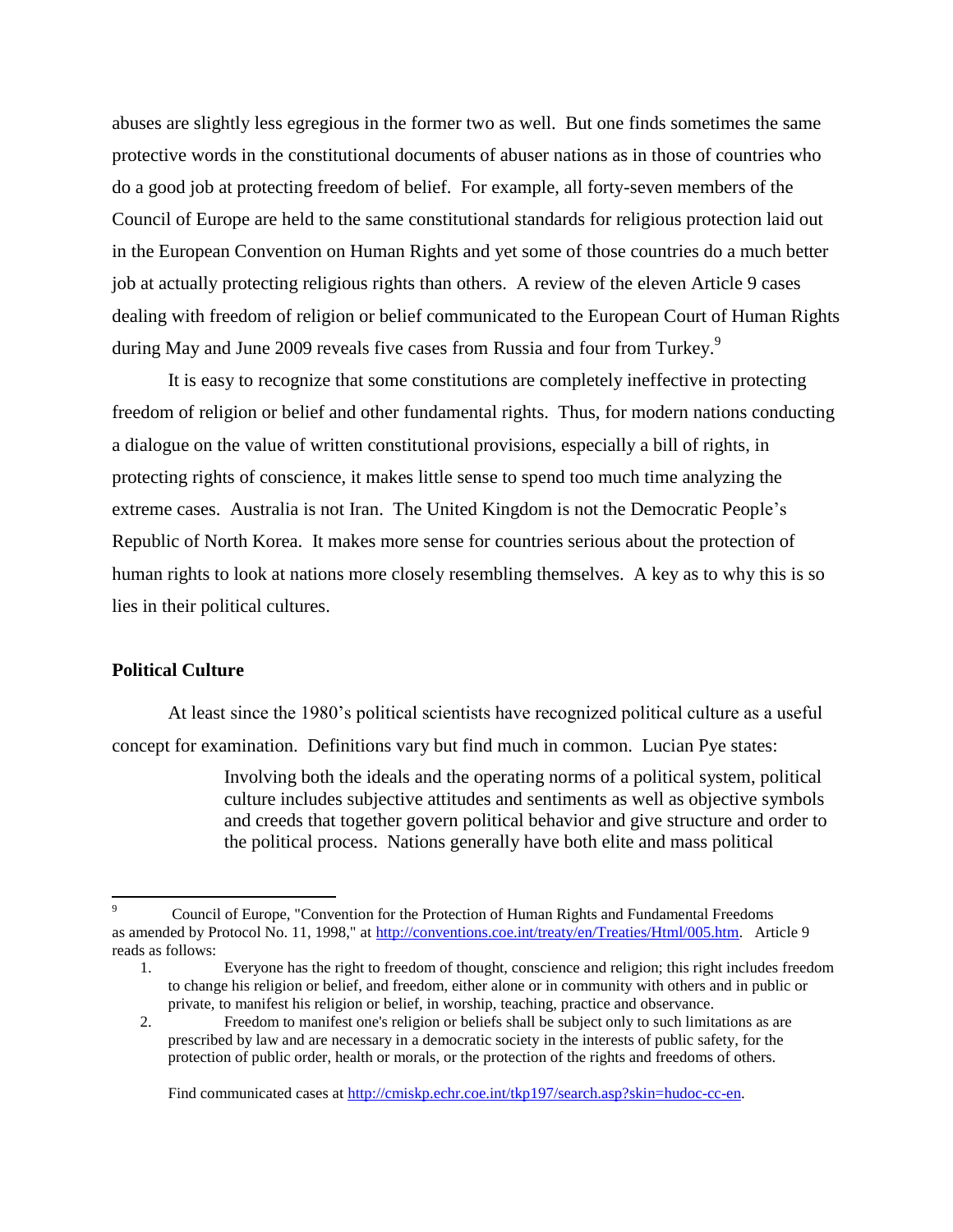abuses are slightly less egregious in the former two as well. But one finds sometimes the same protective words in the constitutional documents of abuser nations as in those of countries who do a good job at protecting freedom of belief. For example, all forty-seven members of the Council of Europe are held to the same constitutional standards for religious protection laid out in the European Convention on Human Rights and yet some of those countries do a much better job at actually protecting religious rights than others. A review of the eleven Article 9 cases dealing with freedom of religion or belief communicated to the European Court of Human Rights during May and June 2009 reveals five cases from Russia and four from Turkey.[9]

It is easy to recognize that some constitutions are completely ineffective in protecting freedom of religion or belief and other fundamental rights. Thus, for modern nations conducting a dialogue on the value of written constitutional provisions, especially a bill of rights, in protecting rights of conscience, it makes little sense to spend too much time analyzing the extreme cases. Australia is not Iran. The United Kingdom is not the Democratic People's Republic of North Korea. It makes more sense for countries serious about the protection of human rights to look at nations more closely resembling themselves. A key as to why this is so lies in their political cultures.

## Political Culture

At least since the 1980's political scientists have recognized political culture as a useful concept for examination. Definitions vary but find much in common. Lucian Pye states:

> Involving both the ideals and the operating norms of a political system, political culture includes subjective attitudes and sentiments as well as objective symbols and creeds that together govern political behavior and give structure and order to the political process. Nations generally have both elite and mass political

---

[9] Council of Europe, "Convention for the Protection of Human Rights and Fundamental Freedoms as amended by Protocol No. 11, 1998," at http://conventions.coe.int/treaty/en/Treaties/Html/005.htm. Article 9 reads as follows:

1. Everyone has the right to freedom of thought, conscience and religion; this right includes freedom to change his religion or belief, and freedom, either alone or in community with others and in public or private, to manifest his religion or belief, in worship, teaching, practice and observance.
2. Freedom to manifest one's religion or beliefs shall be subject only to such limitations as are prescribed by law and are necessary in a democratic society in the interests of public safety, for the protection of public order, health or morals, or the protection of the rights and freedoms of others.

Find communicated cases at http://cmiskp.echr.coe.int/tkp197/search.asp?skin=hudoc-cc-en.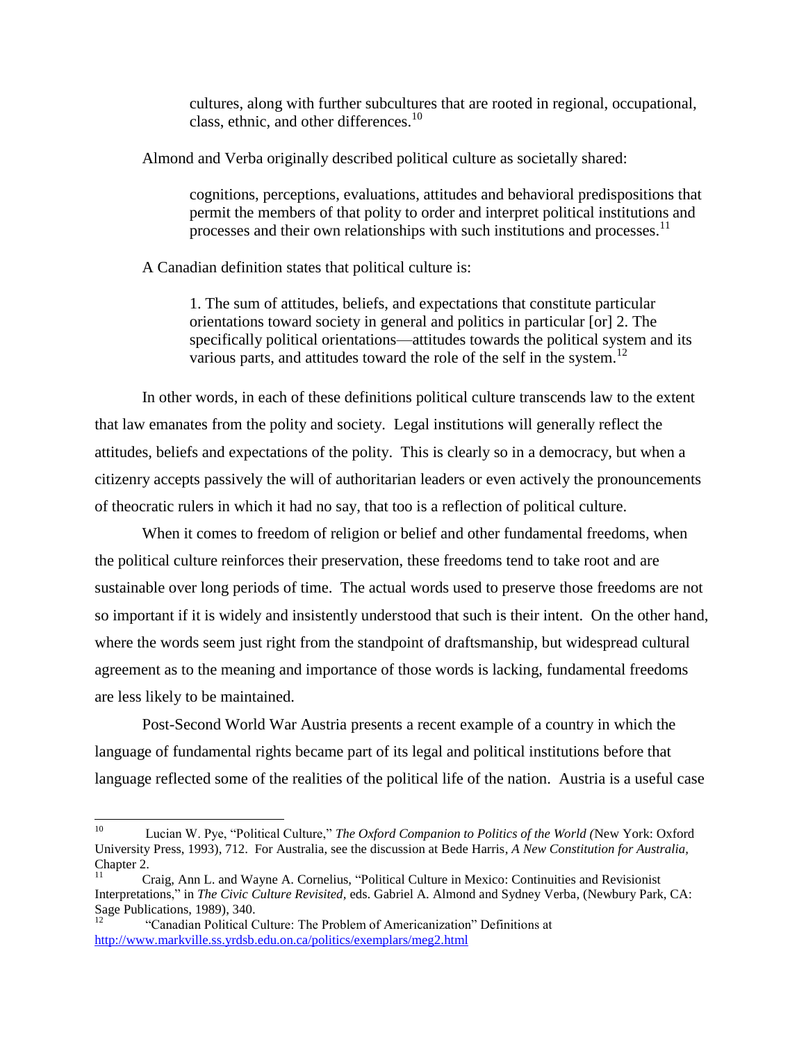> cultures, along with further subcultures that are rooted in regional, occupational, class, ethnic, and other differences.[10]

Almond and Verba originally described political culture as societally shared:

> cognitions, perceptions, evaluations, attitudes and behavioral predispositions that permit the members of that polity to order and interpret political institutions and processes and their own relationships with such institutions and processes.[11]

A Canadian definition states that political culture is:

> 1. The sum of attitudes, beliefs, and expectations that constitute particular orientations toward society in general and politics in particular [or] 2. The specifically political orientations—attitudes towards the political system and its various parts, and attitudes toward the role of the self in the system.[12]

In other words, in each of these definitions political culture transcends law to the extent that law emanates from the polity and society. Legal institutions will generally reflect the attitudes, beliefs and expectations of the polity. This is clearly so in a democracy, but when a citizenry accepts passively the will of authoritarian leaders or even actively the pronouncements of theocratic rulers in which it had no say, that too is a reflection of political culture.

When it comes to freedom of religion or belief and other fundamental freedoms, when the political culture reinforces their preservation, these freedoms tend to take root and are sustainable over long periods of time. The actual words used to preserve those freedoms are not so important if it is widely and insistently understood that such is their intent. On the other hand, where the words seem just right from the standpoint of draftsmanship, but widespread cultural agreement as to the meaning and importance of those words is lacking, fundamental freedoms are less likely to be maintained.

Post-Second World War Austria presents a recent example of a country in which the language of fundamental rights became part of its legal and political institutions before that language reflected some of the realities of the political life of the nation. Austria is a useful case

---

[10] Lucian W. Pye, "Political Culture," *The Oxford Companion to Politics of the World (*New York: Oxford University Press, 1993), 712. For Australia, see the discussion at Bede Harris, *A New Constitution for Australia,* Chapter 2.

[11] Craig, Ann L. and Wayne A. Cornelius, "Political Culture in Mexico: Continuities and Revisionist Interpretations," in *The Civic Culture Revisited,* eds. Gabriel A. Almond and Sydney Verba, (Newbury Park, CA: Sage Publications, 1989), 340.

[12] "Canadian Political Culture: The Problem of Americanization" Definitions at http://www.markville.ss.yrdsb.edu.on.ca/politics/exemplars/meg2.html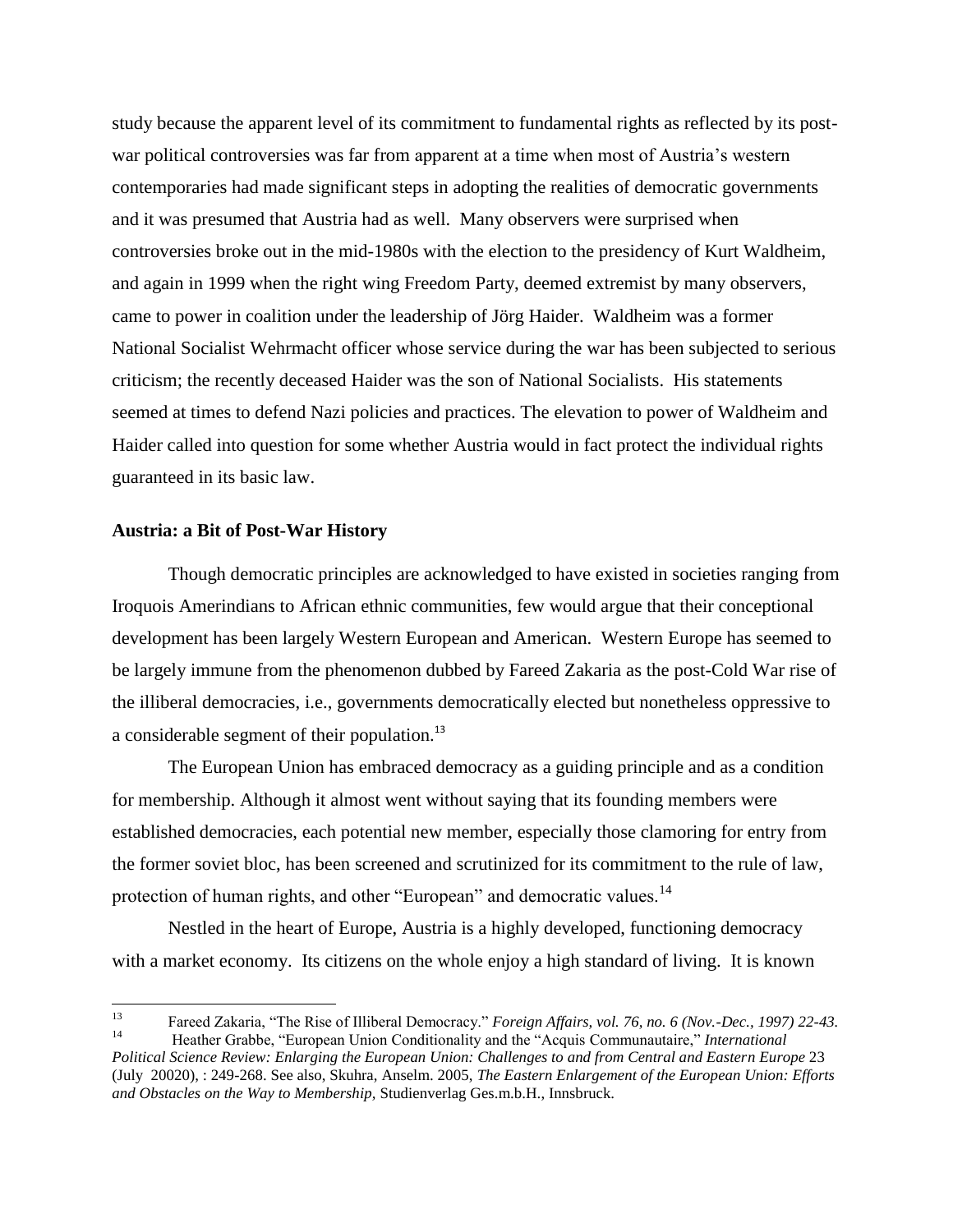study because the apparent level of its commitment to fundamental rights as reflected by its post-war political controversies was far from apparent at a time when most of Austria's western contemporaries had made significant steps in adopting the realities of democratic governments and it was presumed that Austria had as well. Many observers were surprised when controversies broke out in the mid-1980s with the election to the presidency of Kurt Waldheim, and again in 1999 when the right wing Freedom Party, deemed extremist by many observers, came to power in coalition under the leadership of Jörg Haider. Waldheim was a former National Socialist Wehrmacht officer whose service during the war has been subjected to serious criticism; the recently deceased Haider was the son of National Socialists. His statements seemed at times to defend Nazi policies and practices. The elevation to power of Waldheim and Haider called into question for some whether Austria would in fact protect the individual rights guaranteed in its basic law.

**Austria: a Bit of Post-War History**

Though democratic principles are acknowledged to have existed in societies ranging from Iroquois Amerindians to African ethnic communities, few would argue that their conceptional development has been largely Western European and American. Western Europe has seemed to be largely immune from the phenomenon dubbed by Fareed Zakaria as the post-Cold War rise of the illiberal democracies, i.e., governments democratically elected but nonetheless oppressive to a considerable segment of their population.[13]

The European Union has embraced democracy as a guiding principle and as a condition for membership. Although it almost went without saying that its founding members were established democracies, each potential new member, especially those clamoring for entry from the former soviet bloc, has been screened and scrutinized for its commitment to the rule of law, protection of human rights, and other "European" and democratic values.[14]

Nestled in the heart of Europe, Austria is a highly developed, functioning democracy with a market economy. Its citizens on the whole enjoy a high standard of living. It is known

---

[13] Fareed Zakaria, "The Rise of Illiberal Democracy." *Foreign Affairs, vol. 76, no. 6 (Nov.-Dec., 1997) 22-43.*

[14] Heather Grabbe, "European Union Conditionality and the "Acquis Communautaire," *International Political Science Review: Enlarging the European Union: Challenges to and from Central and Eastern Europe* 23 (July 20020), : 249-268. See also, Skuhra, Anselm. 2005, *The Eastern Enlargement of the European Union: Efforts and Obstacles on the Way to Membership,* Studienverlag Ges.m.b.H., Innsbruck.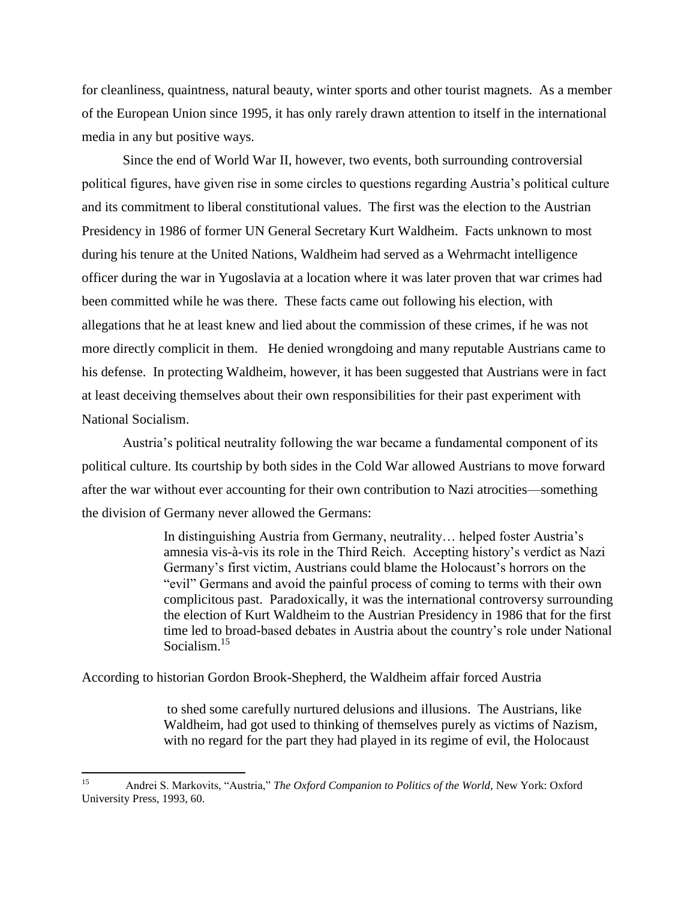for cleanliness, quaintness, natural beauty, winter sports and other tourist magnets. As a member of the European Union since 1995, it has only rarely drawn attention to itself in the international media in any but positive ways.

Since the end of World War II, however, two events, both surrounding controversial political figures, have given rise in some circles to questions regarding Austria's political culture and its commitment to liberal constitutional values. The first was the election to the Austrian Presidency in 1986 of former UN General Secretary Kurt Waldheim. Facts unknown to most during his tenure at the United Nations, Waldheim had served as a Wehrmacht intelligence officer during the war in Yugoslavia at a location where it was later proven that war crimes had been committed while he was there. These facts came out following his election, with allegations that he at least knew and lied about the commission of these crimes, if he was not more directly complicit in them. He denied wrongdoing and many reputable Austrians came to his defense. In protecting Waldheim, however, it has been suggested that Austrians were in fact at least deceiving themselves about their own responsibilities for their past experiment with National Socialism.

Austria's political neutrality following the war became a fundamental component of its political culture. Its courtship by both sides in the Cold War allowed Austrians to move forward after the war without ever accounting for their own contribution to Nazi atrocities—something the division of Germany never allowed the Germans:

> In distinguishing Austria from Germany, neutrality… helped foster Austria's amnesia vis-à-vis its role in the Third Reich. Accepting history's verdict as Nazi Germany's first victim, Austrians could blame the Holocaust's horrors on the "evil" Germans and avoid the painful process of coming to terms with their own complicitous past. Paradoxically, it was the international controversy surrounding the election of Kurt Waldheim to the Austrian Presidency in 1986 that for the first time led to broad-based debates in Austria about the country's role under National Socialism.[15]

According to historian Gordon Brook-Shepherd, the Waldheim affair forced Austria

> to shed some carefully nurtured delusions and illusions. The Austrians, like Waldheim, had got used to thinking of themselves purely as victims of Nazism, with no regard for the part they had played in its regime of evil, the Holocaust

[15] Andrei S. Markovits, "Austria," *The Oxford Companion to Politics of the World*, New York: Oxford University Press, 1993, 60.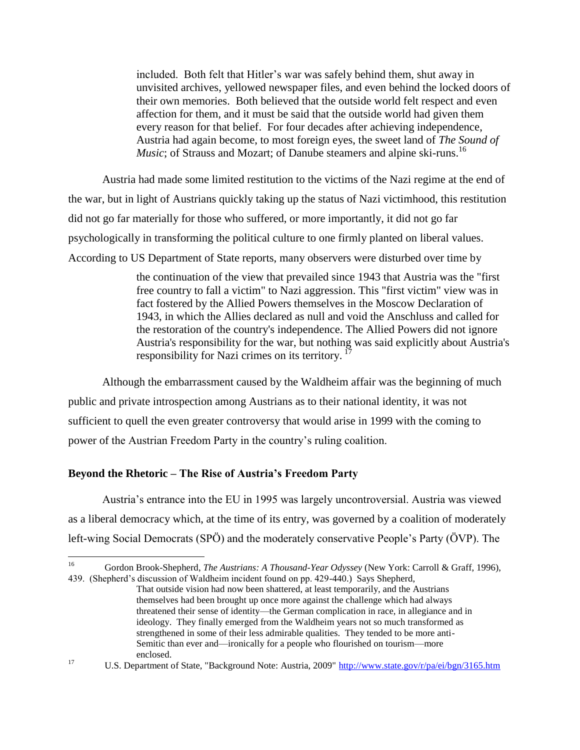> included. Both felt that Hitler's war was safely behind them, shut away in unvisited archives, yellowed newspaper files, and even behind the locked doors of their own memories. Both believed that the outside world felt respect and even affection for them, and it must be said that the outside world had given them every reason for that belief. For four decades after achieving independence, Austria had again become, to most foreign eyes, the sweet land of *The Sound of Music*; of Strauss and Mozart; of Danube steamers and alpine ski-runs.[16]

Austria had made some limited restitution to the victims of the Nazi regime at the end of the war, but in light of Austrians quickly taking up the status of Nazi victimhood, this restitution did not go far materially for those who suffered, or more importantly, it did not go far psychologically in transforming the political culture to one firmly planted on liberal values. According to US Department of State reports, many observers were disturbed over time by

> the continuation of the view that prevailed since 1943 that Austria was the "first free country to fall a victim" to Nazi aggression. This "first victim" view was in fact fostered by the Allied Powers themselves in the Moscow Declaration of 1943, in which the Allies declared as null and void the Anschluss and called for the restoration of the country's independence. The Allied Powers did not ignore Austria's responsibility for the war, but nothing was said explicitly about Austria's responsibility for Nazi crimes on its territory.[17]

Although the embarrassment caused by the Waldheim affair was the beginning of much public and private introspection among Austrians as to their national identity, it was not sufficient to quell the even greater controversy that would arise in 1999 with the coming to power of the Austrian Freedom Party in the country's ruling coalition.

**Beyond the Rhetoric – The Rise of Austria's Freedom Party**

Austria's entrance into the EU in 1995 was largely uncontroversial. Austria was viewed as a liberal democracy which, at the time of its entry, was governed by a coalition of moderately left-wing Social Democrats (SPÖ) and the moderately conservative People's Party (ÖVP). The

---

[16] Gordon Brook-Shepherd, *The Austrians: A Thousand-Year Odyssey* (New York: Carroll & Graff, 1996), 439. (Shepherd's discussion of Waldheim incident found on pp. 429-440.) Says Shepherd,

> That outside vision had now been shattered, at least temporarily, and the Austrians themselves had been brought up once more against the challenge which had always threatened their sense of identity—the German complication in race, in allegiance and in ideology. They finally emerged from the Waldheim years not so much transformed as strengthened in some of their less admirable qualities. They tended to be more anti-Semitic than ever and—ironically for a people who flourished on tourism—more enclosed.

[17] U.S. Department of State, "Background Note: Austria, 2009" http://www.state.gov/r/pa/ei/bgn/3165.htm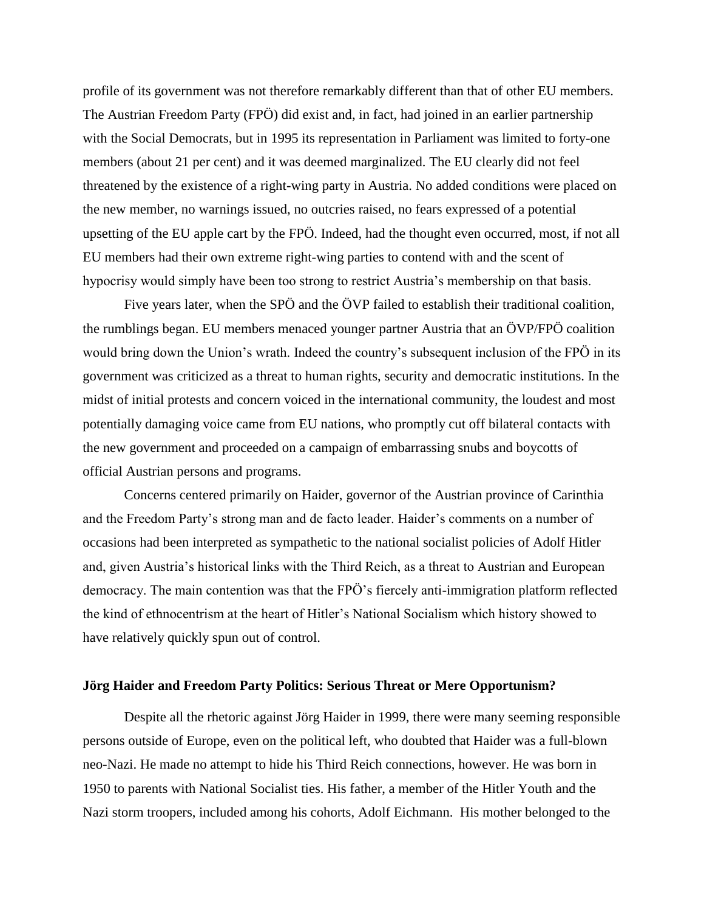profile of its government was not therefore remarkably different than that of other EU members. The Austrian Freedom Party (FPÖ) did exist and, in fact, had joined in an earlier partnership with the Social Democrats, but in 1995 its representation in Parliament was limited to forty-one members (about 21 per cent) and it was deemed marginalized. The EU clearly did not feel threatened by the existence of a right-wing party in Austria. No added conditions were placed on the new member, no warnings issued, no outcries raised, no fears expressed of a potential upsetting of the EU apple cart by the FPÖ. Indeed, had the thought even occurred, most, if not all EU members had their own extreme right-wing parties to contend with and the scent of hypocrisy would simply have been too strong to restrict Austria's membership on that basis.

Five years later, when the SPÖ and the ÖVP failed to establish their traditional coalition, the rumblings began. EU members menaced younger partner Austria that an ÖVP/FPÖ coalition would bring down the Union's wrath. Indeed the country's subsequent inclusion of the FPÖ in its government was criticized as a threat to human rights, security and democratic institutions. In the midst of initial protests and concern voiced in the international community, the loudest and most potentially damaging voice came from EU nations, who promptly cut off bilateral contacts with the new government and proceeded on a campaign of embarrassing snubs and boycotts of official Austrian persons and programs.

Concerns centered primarily on Haider, governor of the Austrian province of Carinthia and the Freedom Party's strong man and de facto leader. Haider's comments on a number of occasions had been interpreted as sympathetic to the national socialist policies of Adolf Hitler and, given Austria's historical links with the Third Reich, as a threat to Austrian and European democracy. The main contention was that the FPÖ's fiercely anti-immigration platform reflected the kind of ethnocentrism at the heart of Hitler's National Socialism which history showed to have relatively quickly spun out of control.

### Jörg Haider and Freedom Party Politics: Serious Threat or Mere Opportunism?

Despite all the rhetoric against Jörg Haider in 1999, there were many seeming responsible persons outside of Europe, even on the political left, who doubted that Haider was a full-blown neo-Nazi. He made no attempt to hide his Third Reich connections, however. He was born in 1950 to parents with National Socialist ties. His father, a member of the Hitler Youth and the Nazi storm troopers, included among his cohorts, Adolf Eichmann. His mother belonged to the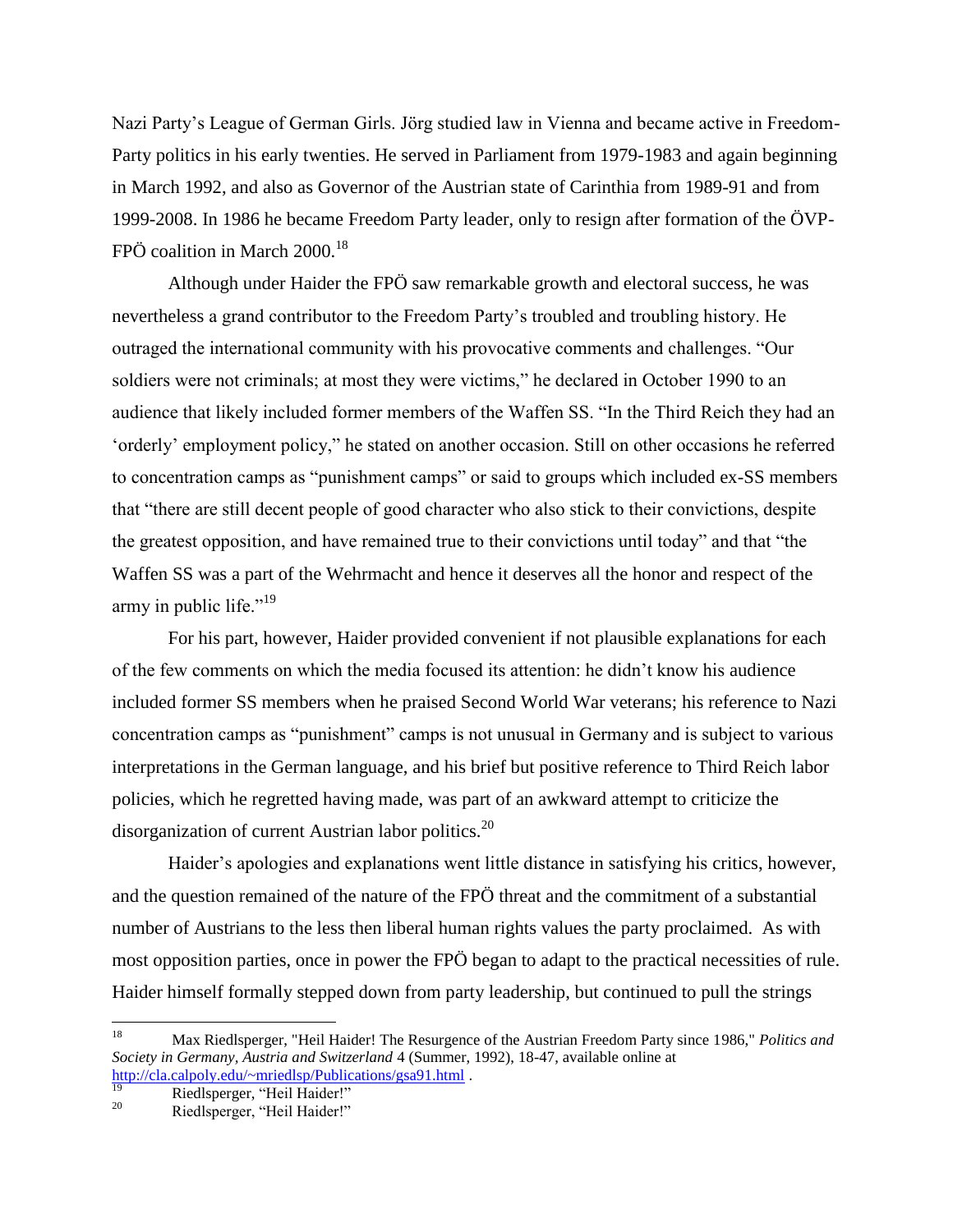Nazi Party's League of German Girls. Jörg studied law in Vienna and became active in Freedom-Party politics in his early twenties. He served in Parliament from 1979-1983 and again beginning in March 1992, and also as Governor of the Austrian state of Carinthia from 1989-91 and from 1999-2008. In 1986 he became Freedom Party leader, only to resign after formation of the ÖVP-FPÖ coalition in March 2000.[18]

Although under Haider the FPÖ saw remarkable growth and electoral success, he was nevertheless a grand contributor to the Freedom Party's troubled and troubling history. He outraged the international community with his provocative comments and challenges. "Our soldiers were not criminals; at most they were victims," he declared in October 1990 to an audience that likely included former members of the Waffen SS. "In the Third Reich they had an 'orderly' employment policy," he stated on another occasion. Still on other occasions he referred to concentration camps as "punishment camps" or said to groups which included ex-SS members that "there are still decent people of good character who also stick to their convictions, despite the greatest opposition, and have remained true to their convictions until today" and that "the Waffen SS was a part of the Wehrmacht and hence it deserves all the honor and respect of the army in public life."[19]

For his part, however, Haider provided convenient if not plausible explanations for each of the few comments on which the media focused its attention: he didn't know his audience included former SS members when he praised Second World War veterans; his reference to Nazi concentration camps as "punishment" camps is not unusual in Germany and is subject to various interpretations in the German language, and his brief but positive reference to Third Reich labor policies, which he regretted having made, was part of an awkward attempt to criticize the disorganization of current Austrian labor politics.[20]

Haider's apologies and explanations went little distance in satisfying his critics, however, and the question remained of the nature of the FPÖ threat and the commitment of a substantial number of Austrians to the less then liberal human rights values the party proclaimed. As with most opposition parties, once in power the FPÖ began to adapt to the practical necessities of rule. Haider himself formally stepped down from party leadership, but continued to pull the strings

---

[18] Max Riedlsperger, "Heil Haider! The Resurgence of the Austrian Freedom Party since 1986," *Politics and Society in Germany, Austria and Switzerland* 4 (Summer, 1992), 18-47, available online at http://cla.calpoly.edu/~mriedlsp/Publications/gsa91.html .

[19] Riedlsperger, "Heil Haider!"

[20] Riedlsperger, "Heil Haider!"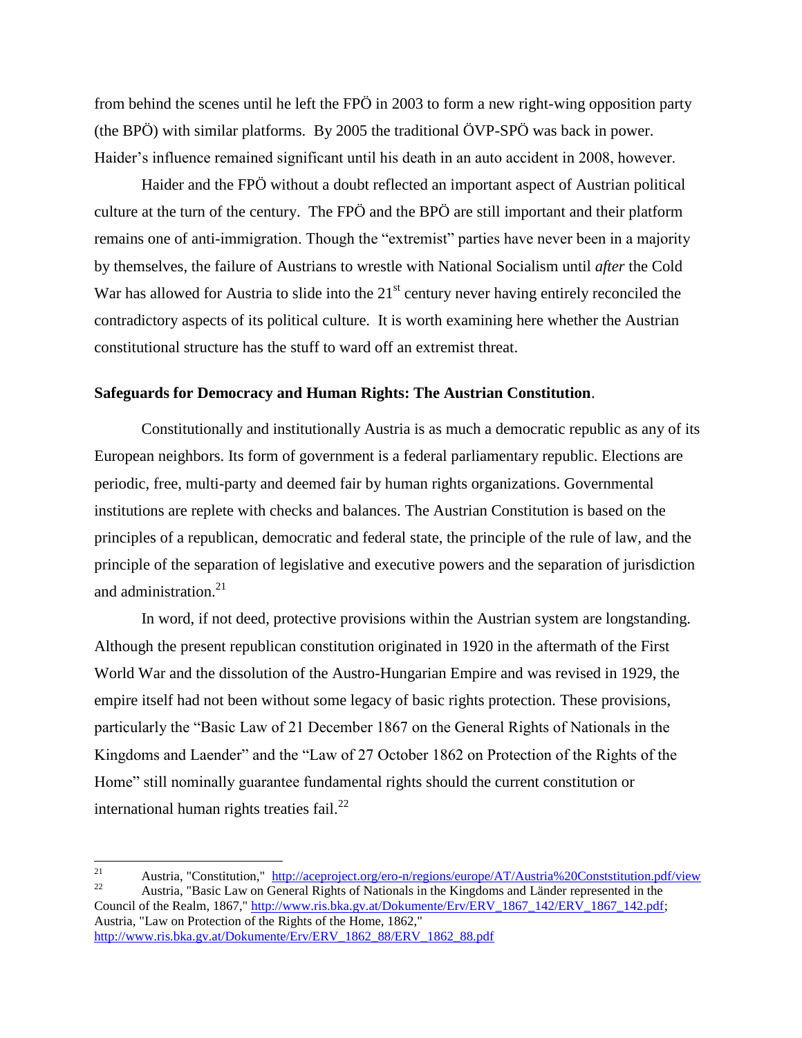from behind the scenes until he left the FPÖ in 2003 to form a new right-wing opposition party (the BPÖ) with similar platforms. By 2005 the traditional ÖVP-SPÖ was back in power. Haider's influence remained significant until his death in an auto accident in 2008, however.

Haider and the FPÖ without a doubt reflected an important aspect of Austrian political culture at the turn of the century. The FPÖ and the BPÖ are still important and their platform remains one of anti-immigration. Though the "extremist" parties have never been in a majority by themselves, the failure of Austrians to wrestle with National Socialism until *after* the Cold War has allowed for Austria to slide into the 21st century never having entirely reconciled the contradictory aspects of its political culture. It is worth examining here whether the Austrian constitutional structure has the stuff to ward off an extremist threat.

**Safeguards for Democracy and Human Rights: The Austrian Constitution**.

Constitutionally and institutionally Austria is as much a democratic republic as any of its European neighbors. Its form of government is a federal parliamentary republic. Elections are periodic, free, multi-party and deemed fair by human rights organizations. Governmental institutions are replete with checks and balances. The Austrian Constitution is based on the principles of a republican, democratic and federal state, the principle of the rule of law, and the principle of the separation of legislative and executive powers and the separation of jurisdiction and administration.[21]

In word, if not deed, protective provisions within the Austrian system are longstanding. Although the present republican constitution originated in 1920 in the aftermath of the First World War and the dissolution of the Austro-Hungarian Empire and was revised in 1929, the empire itself had not been without some legacy of basic rights protection. These provisions, particularly the "Basic Law of 21 December 1867 on the General Rights of Nationals in the Kingdoms and Laender" and the "Law of 27 October 1862 on Protection of the Rights of the Home" still nominally guarantee fundamental rights should the current constitution or international human rights treaties fail.[22]

---

[21] Austria, "Constitution," http://aceproject.org/ero-n/regions/europe/AT/Austria%20Conststitution.pdf/view

[22] Austria, "Basic Law on General Rights of Nationals in the Kingdoms and Länder represented in the Council of the Realm, 1867," http://www.ris.bka.gv.at/Dokumente/Erv/ERV_1867_142/ERV_1867_142.pdf; Austria, "Law on Protection of the Rights of the Home, 1862," http://www.ris.bka.gv.at/Dokumente/Erv/ERV_1862_88/ERV_1862_88.pdf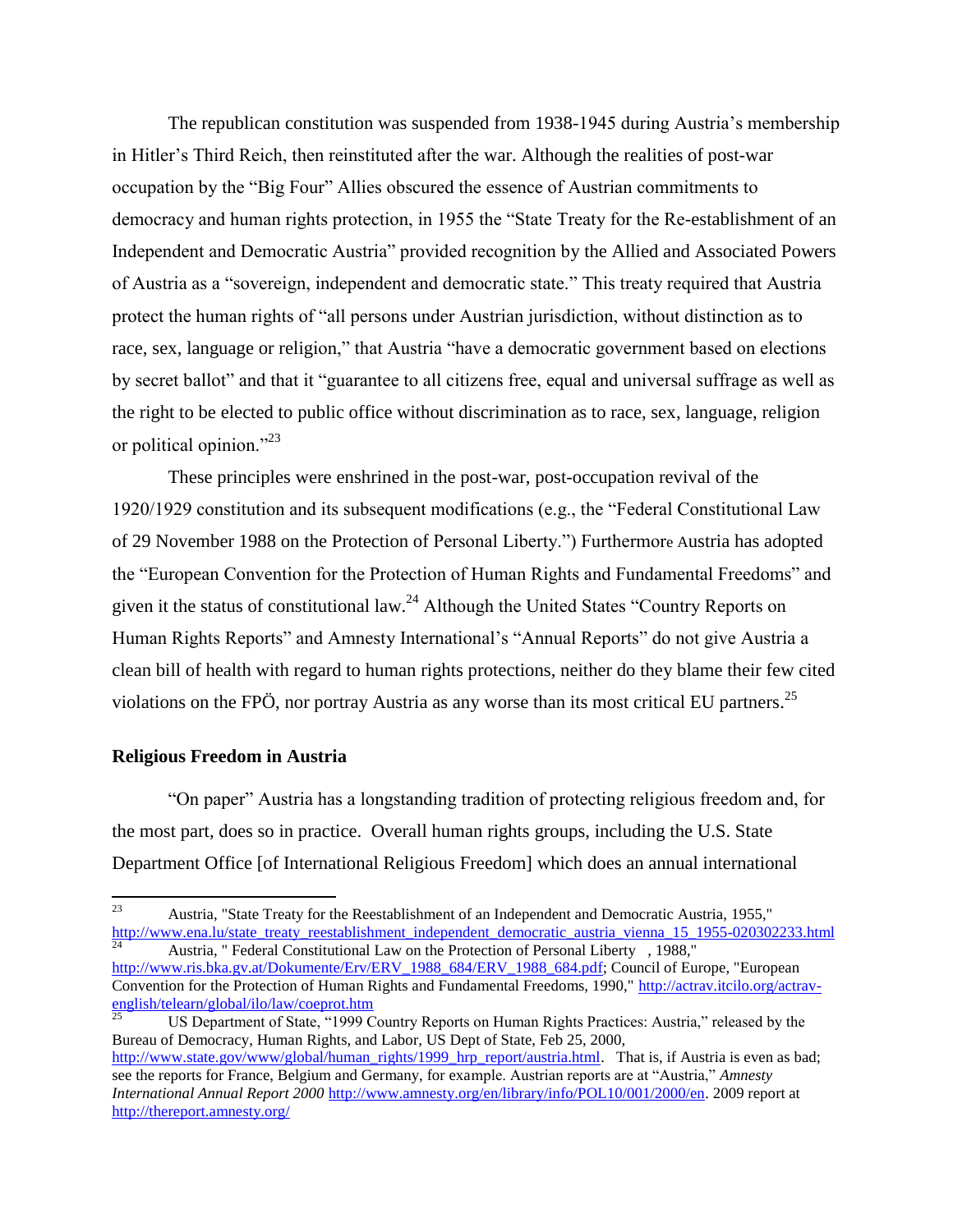The republican constitution was suspended from 1938-1945 during Austria's membership in Hitler's Third Reich, then reinstituted after the war. Although the realities of post-war occupation by the "Big Four" Allies obscured the essence of Austrian commitments to democracy and human rights protection, in 1955 the "State Treaty for the Re-establishment of an Independent and Democratic Austria" provided recognition by the Allied and Associated Powers of Austria as a "sovereign, independent and democratic state." This treaty required that Austria protect the human rights of "all persons under Austrian jurisdiction, without distinction as to race, sex, language or religion," that Austria "have a democratic government based on elections by secret ballot" and that it "guarantee to all citizens free, equal and universal suffrage as well as the right to be elected to public office without discrimination as to race, sex, language, religion or political opinion."[23]

These principles were enshrined in the post-war, post-occupation revival of the 1920/1929 constitution and its subsequent modifications (e.g., the "Federal Constitutional Law of 29 November 1988 on the Protection of Personal Liberty.") Furthermore Austria has adopted the "European Convention for the Protection of Human Rights and Fundamental Freedoms" and given it the status of constitutional law.[24] Although the United States "Country Reports on Human Rights Reports" and Amnesty International's "Annual Reports" do not give Austria a clean bill of health with regard to human rights protections, neither do they blame their few cited violations on the FPÖ, nor portray Austria as any worse than its most critical EU partners.[25]

## Religious Freedom in Austria

"On paper" Austria has a longstanding tradition of protecting religious freedom and, for the most part, does so in practice. Overall human rights groups, including the U.S. State Department Office [of International Religious Freedom] which does an annual international

---

[23] Austria, "State Treaty for the Reestablishment of an Independent and Democratic Austria, 1955," http://www.ena.lu/state_treaty_reestablishment_independent_democratic_austria_vienna_15_1955-020302233.html

[24] Austria, " Federal Constitutional Law on the Protection of Personal Liberty , 1988," http://www.ris.bka.gv.at/Dokumente/Erv/ERV_1988_684/ERV_1988_684.pdf; Council of Europe, "European Convention for the Protection of Human Rights and Fundamental Freedoms, 1990," http://actrav.itcilo.org/actrav-english/telearn/global/ilo/law/coeprot.htm

[25] US Department of State, "1999 Country Reports on Human Rights Practices: Austria," released by the Bureau of Democracy, Human Rights, and Labor, US Dept of State, Feb 25, 2000, http://www.state.gov/www/global/human_rights/1999_hrp_report/austria.html. That is, if Austria is even as bad; see the reports for France, Belgium and Germany, for example. Austrian reports are at "Austria," *Amnesty International Annual Report 2000* http://www.amnesty.org/en/library/info/POL10/001/2000/en. 2009 report at http://thereport.amnesty.org/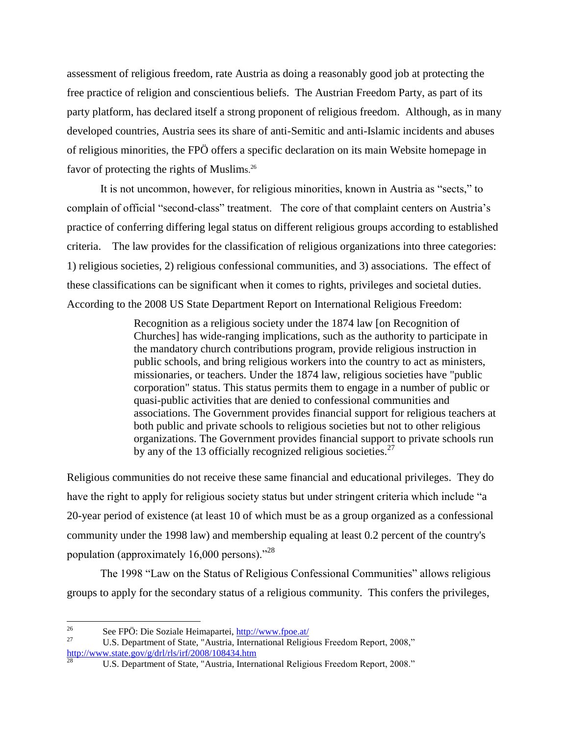assessment of religious freedom, rate Austria as doing a reasonably good job at protecting the free practice of religion and conscientious beliefs. The Austrian Freedom Party, as part of its party platform, has declared itself a strong proponent of religious freedom. Although, as in many developed countries, Austria sees its share of anti-Semitic and anti-Islamic incidents and abuses of religious minorities, the FPÖ offers a specific declaration on its main Website homepage in favor of protecting the rights of Muslims.[26]

It is not uncommon, however, for religious minorities, known in Austria as "sects," to complain of official "second-class" treatment. The core of that complaint centers on Austria's practice of conferring differing legal status on different religious groups according to established criteria. The law provides for the classification of religious organizations into three categories: 1) religious societies, 2) religious confessional communities, and 3) associations. The effect of these classifications can be significant when it comes to rights, privileges and societal duties. According to the 2008 US State Department Report on International Religious Freedom:

> Recognition as a religious society under the 1874 law [on Recognition of Churches] has wide-ranging implications, such as the authority to participate in the mandatory church contributions program, provide religious instruction in public schools, and bring religious workers into the country to act as ministers, missionaries, or teachers. Under the 1874 law, religious societies have "public corporation" status. This status permits them to engage in a number of public or quasi-public activities that are denied to confessional communities and associations. The Government provides financial support for religious teachers at both public and private schools to religious societies but not to other religious organizations. The Government provides financial support to private schools run by any of the 13 officially recognized religious societies.[27]

Religious communities do not receive these same financial and educational privileges. They do have the right to apply for religious society status but under stringent criteria which include "a 20-year period of existence (at least 10 of which must be as a group organized as a confessional community under the 1998 law) and membership equaling at least 0.2 percent of the country's population (approximately 16,000 persons)."[28]

The 1998 "Law on the Status of Religious Confessional Communities" allows religious groups to apply for the secondary status of a religious community. This confers the privileges,

---

[26] See FPÖ: Die Soziale Heimapartei, http://www.fpoe.at/

[27] U.S. Department of State, "Austria, International Religious Freedom Report, 2008," http://www.state.gov/g/drl/rls/irf/2008/108434.htm

[28] U.S. Department of State, "Austria, International Religious Freedom Report, 2008."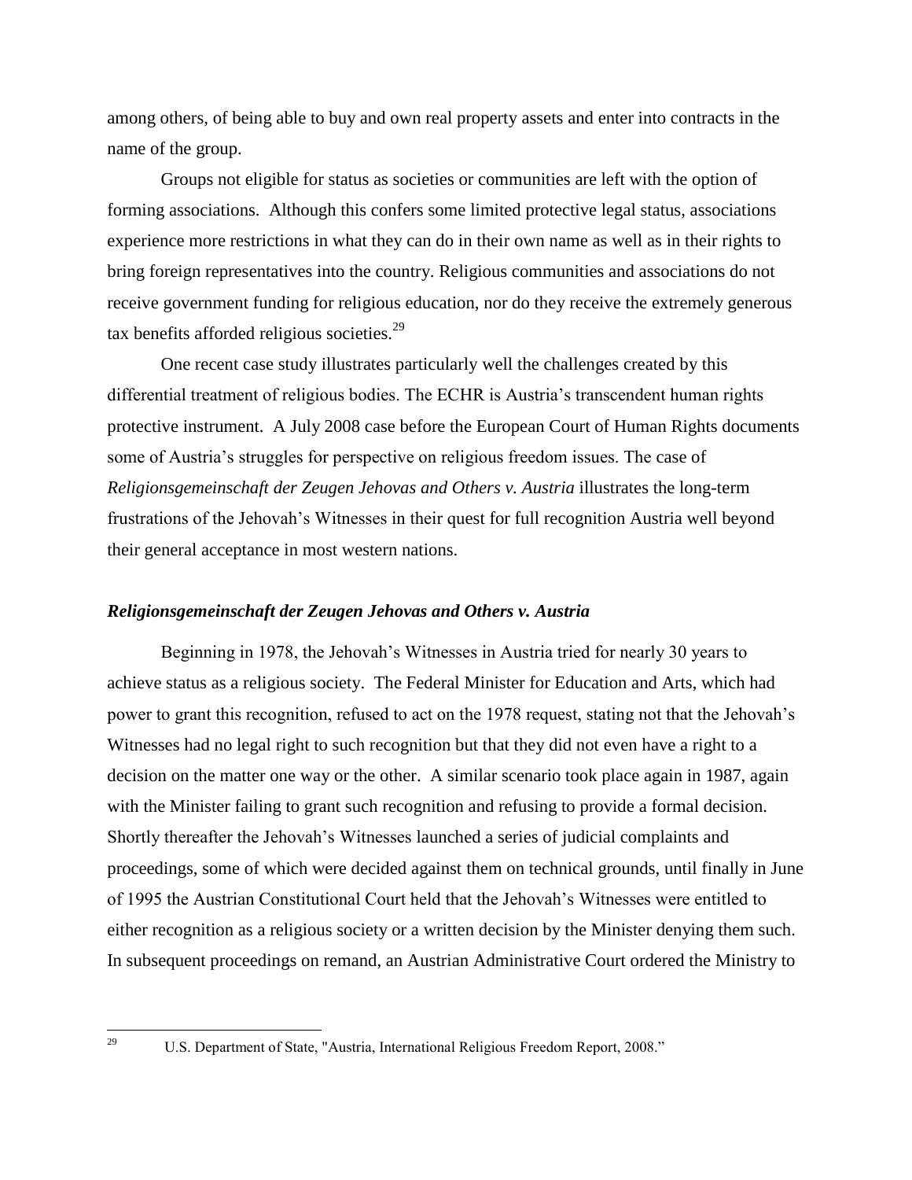among others, of being able to buy and own real property assets and enter into contracts in the name of the group.

Groups not eligible for status as societies or communities are left with the option of forming associations. Although this confers some limited protective legal status, associations experience more restrictions in what they can do in their own name as well as in their rights to bring foreign representatives into the country. Religious communities and associations do not receive government funding for religious education, nor do they receive the extremely generous tax benefits afforded religious societies.[29]

One recent case study illustrates particularly well the challenges created by this differential treatment of religious bodies. The ECHR is Austria's transcendent human rights protective instrument. A July 2008 case before the European Court of Human Rights documents some of Austria's struggles for perspective on religious freedom issues. The case of *Religionsgemeinschaft der Zeugen Jehovas and Others v. Austria* illustrates the long-term frustrations of the Jehovah's Witnesses in their quest for full recognition Austria well beyond their general acceptance in most western nations.

### *Religionsgemeinschaft der Zeugen Jehovas and Others v. Austria*

Beginning in 1978, the Jehovah's Witnesses in Austria tried for nearly 30 years to achieve status as a religious society. The Federal Minister for Education and Arts, which had power to grant this recognition, refused to act on the 1978 request, stating not that the Jehovah's Witnesses had no legal right to such recognition but that they did not even have a right to a decision on the matter one way or the other. A similar scenario took place again in 1987, again with the Minister failing to grant such recognition and refusing to provide a formal decision. Shortly thereafter the Jehovah's Witnesses launched a series of judicial complaints and proceedings, some of which were decided against them on technical grounds, until finally in June of 1995 the Austrian Constitutional Court held that the Jehovah's Witnesses were entitled to either recognition as a religious society or a written decision by the Minister denying them such. In subsequent proceedings on remand, an Austrian Administrative Court ordered the Ministry to

---

[29] U.S. Department of State, "Austria, International Religious Freedom Report, 2008."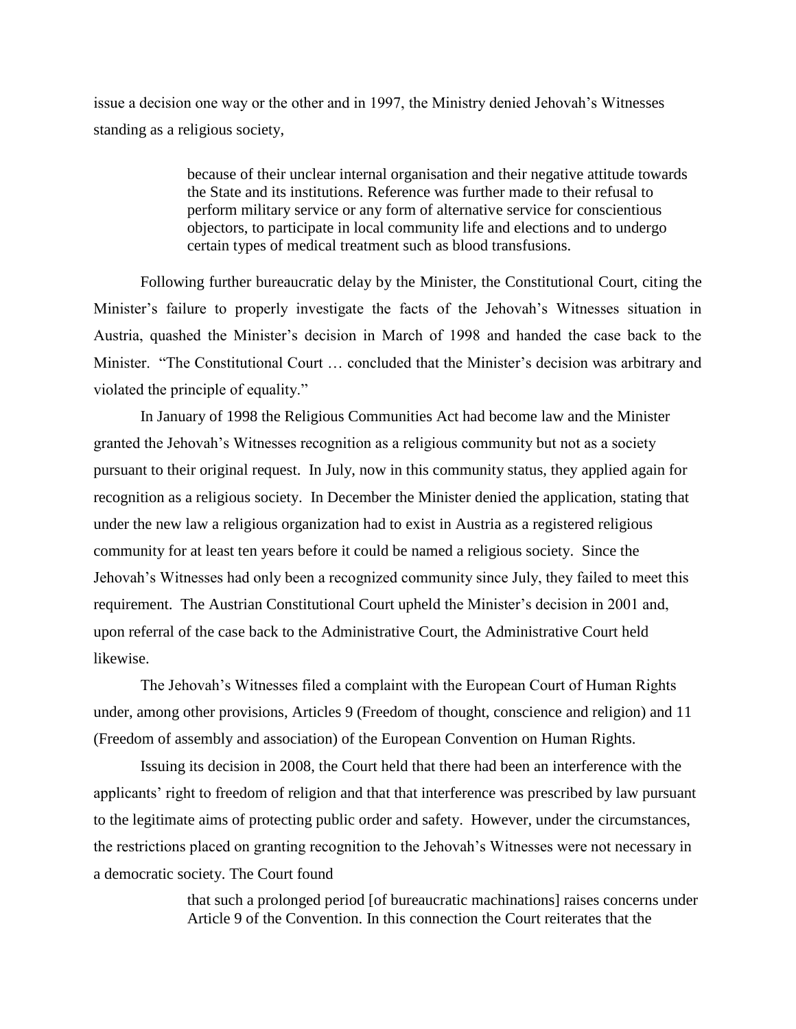issue a decision one way or the other and in 1997, the Ministry denied Jehovah's Witnesses standing as a religious society,

> because of their unclear internal organisation and their negative attitude towards the State and its institutions. Reference was further made to their refusal to perform military service or any form of alternative service for conscientious objectors, to participate in local community life and elections and to undergo certain types of medical treatment such as blood transfusions.

Following further bureaucratic delay by the Minister, the Constitutional Court, citing the Minister's failure to properly investigate the facts of the Jehovah's Witnesses situation in Austria, quashed the Minister's decision in March of 1998 and handed the case back to the Minister. "The Constitutional Court … concluded that the Minister's decision was arbitrary and violated the principle of equality."

In January of 1998 the Religious Communities Act had become law and the Minister granted the Jehovah's Witnesses recognition as a religious community but not as a society pursuant to their original request. In July, now in this community status, they applied again for recognition as a religious society. In December the Minister denied the application, stating that under the new law a religious organization had to exist in Austria as a registered religious community for at least ten years before it could be named a religious society. Since the Jehovah's Witnesses had only been a recognized community since July, they failed to meet this requirement. The Austrian Constitutional Court upheld the Minister's decision in 2001 and, upon referral of the case back to the Administrative Court, the Administrative Court held likewise.

The Jehovah's Witnesses filed a complaint with the European Court of Human Rights under, among other provisions, Articles 9 (Freedom of thought, conscience and religion) and 11 (Freedom of assembly and association) of the European Convention on Human Rights.

Issuing its decision in 2008, the Court held that there had been an interference with the applicants' right to freedom of religion and that that interference was prescribed by law pursuant to the legitimate aims of protecting public order and safety. However, under the circumstances, the restrictions placed on granting recognition to the Jehovah's Witnesses were not necessary in a democratic society. The Court found

> that such a prolonged period [of bureaucratic machinations] raises concerns under Article 9 of the Convention. In this connection the Court reiterates that the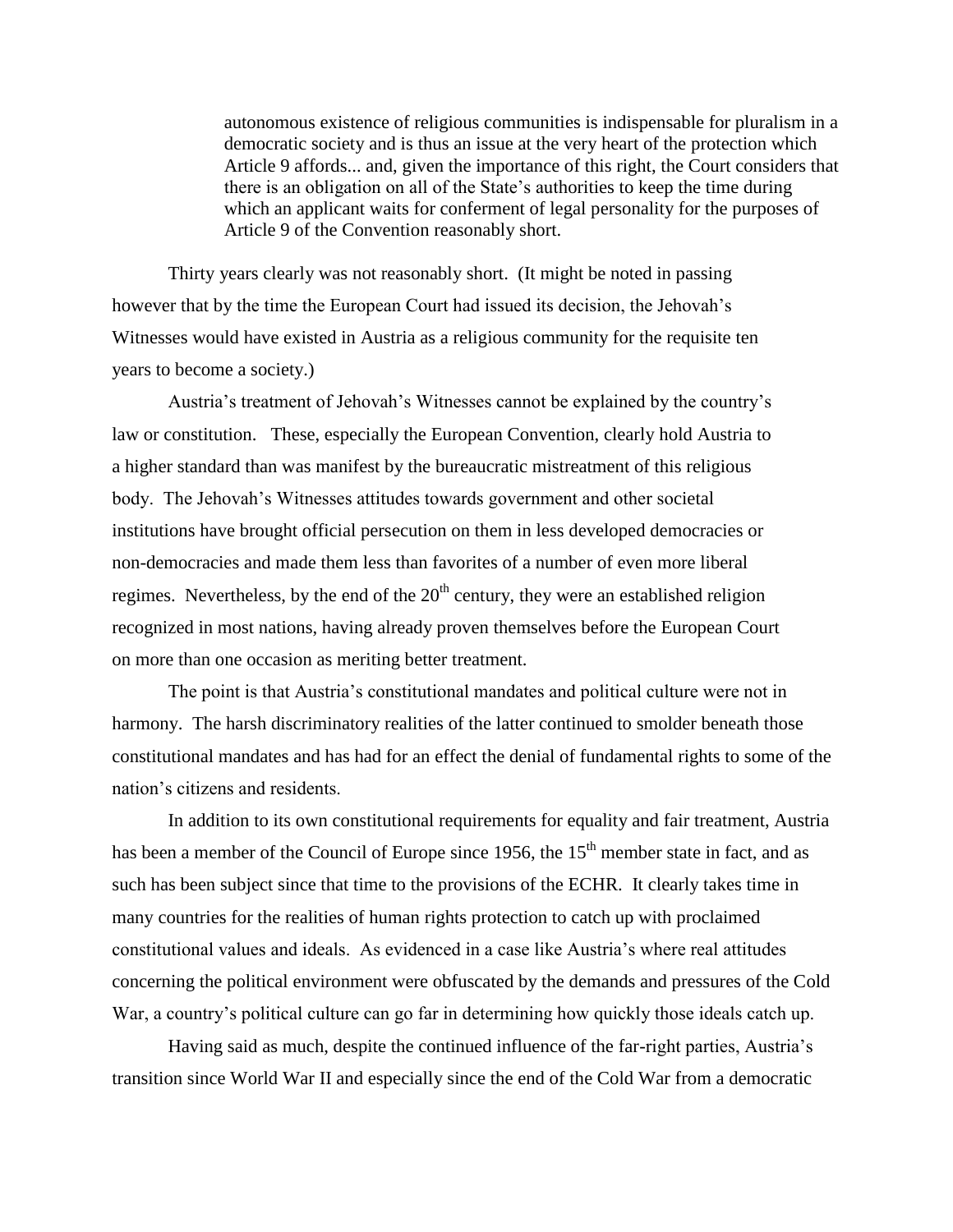> autonomous existence of religious communities is indispensable for pluralism in a democratic society and is thus an issue at the very heart of the protection which Article 9 affords... and, given the importance of this right, the Court considers that there is an obligation on all of the State's authorities to keep the time during which an applicant waits for conferment of legal personality for the purposes of Article 9 of the Convention reasonably short.

Thirty years clearly was not reasonably short. (It might be noted in passing however that by the time the European Court had issued its decision, the Jehovah's Witnesses would have existed in Austria as a religious community for the requisite ten years to become a society.)

Austria's treatment of Jehovah's Witnesses cannot be explained by the country's law or constitution. These, especially the European Convention, clearly hold Austria to a higher standard than was manifest by the bureaucratic mistreatment of this religious body. The Jehovah's Witnesses attitudes towards government and other societal institutions have brought official persecution on them in less developed democracies or non-democracies and made them less than favorites of a number of even more liberal regimes. Nevertheless, by the end of the 20th century, they were an established religion recognized in most nations, having already proven themselves before the European Court on more than one occasion as meriting better treatment.

The point is that Austria's constitutional mandates and political culture were not in harmony. The harsh discriminatory realities of the latter continued to smolder beneath those constitutional mandates and has had for an effect the denial of fundamental rights to some of the nation's citizens and residents.

In addition to its own constitutional requirements for equality and fair treatment, Austria has been a member of the Council of Europe since 1956, the 15th member state in fact, and as such has been subject since that time to the provisions of the ECHR. It clearly takes time in many countries for the realities of human rights protection to catch up with proclaimed constitutional values and ideals. As evidenced in a case like Austria's where real attitudes concerning the political environment were obfuscated by the demands and pressures of the Cold War, a country's political culture can go far in determining how quickly those ideals catch up.

Having said as much, despite the continued influence of the far-right parties, Austria's transition since World War II and especially since the end of the Cold War from a democratic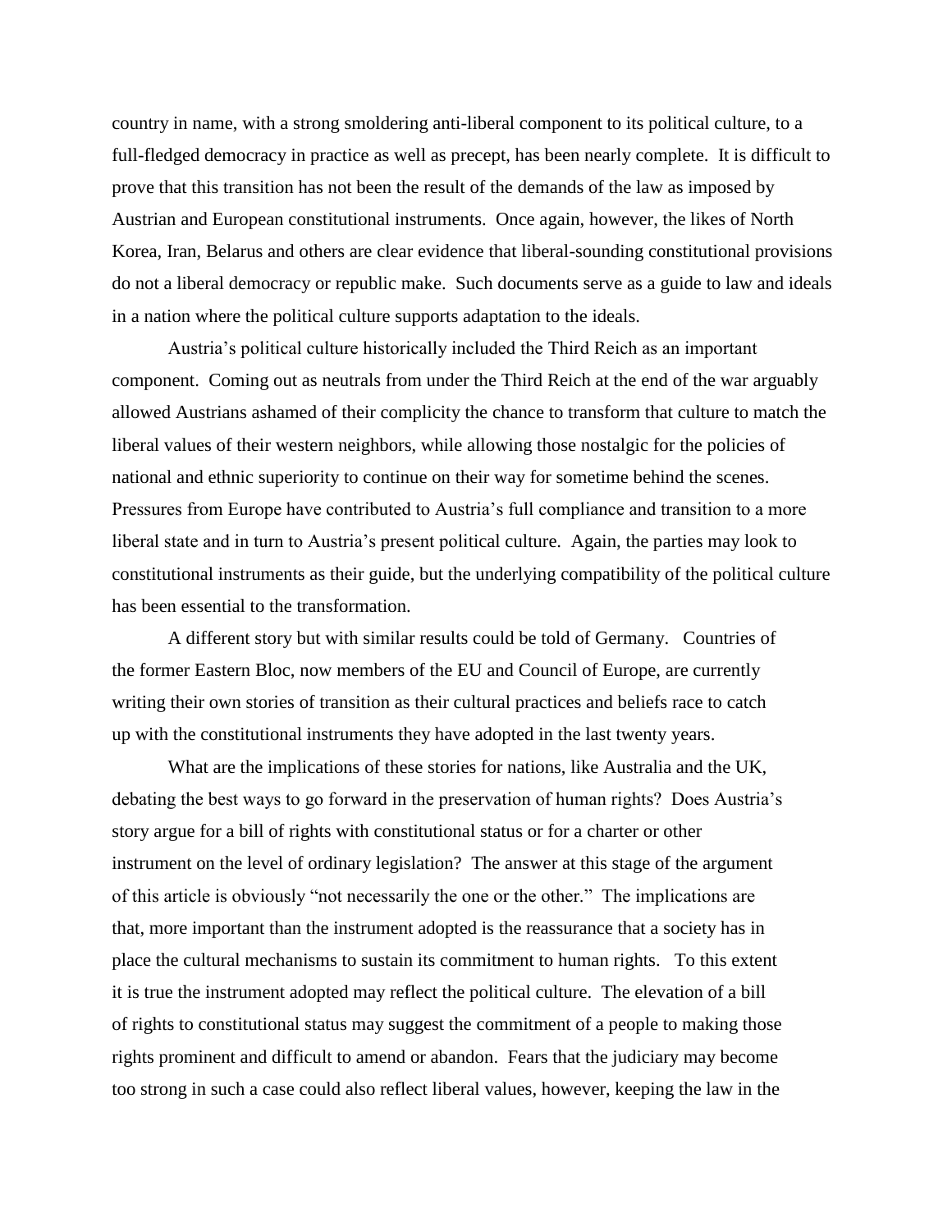country in name, with a strong smoldering anti-liberal component to its political culture, to a full-fledged democracy in practice as well as precept, has been nearly complete. It is difficult to prove that this transition has not been the result of the demands of the law as imposed by Austrian and European constitutional instruments. Once again, however, the likes of North Korea, Iran, Belarus and others are clear evidence that liberal-sounding constitutional provisions do not a liberal democracy or republic make. Such documents serve as a guide to law and ideals in a nation where the political culture supports adaptation to the ideals.

Austria's political culture historically included the Third Reich as an important component. Coming out as neutrals from under the Third Reich at the end of the war arguably allowed Austrians ashamed of their complicity the chance to transform that culture to match the liberal values of their western neighbors, while allowing those nostalgic for the policies of national and ethnic superiority to continue on their way for sometime behind the scenes. Pressures from Europe have contributed to Austria's full compliance and transition to a more liberal state and in turn to Austria's present political culture. Again, the parties may look to constitutional instruments as their guide, but the underlying compatibility of the political culture has been essential to the transformation.

A different story but with similar results could be told of Germany. Countries of the former Eastern Bloc, now members of the EU and Council of Europe, are currently writing their own stories of transition as their cultural practices and beliefs race to catch up with the constitutional instruments they have adopted in the last twenty years.

What are the implications of these stories for nations, like Australia and the UK, debating the best ways to go forward in the preservation of human rights? Does Austria's story argue for a bill of rights with constitutional status or for a charter or other instrument on the level of ordinary legislation? The answer at this stage of the argument of this article is obviously "not necessarily the one or the other." The implications are that, more important than the instrument adopted is the reassurance that a society has in place the cultural mechanisms to sustain its commitment to human rights. To this extent it is true the instrument adopted may reflect the political culture. The elevation of a bill of rights to constitutional status may suggest the commitment of a people to making those rights prominent and difficult to amend or abandon. Fears that the judiciary may become too strong in such a case could also reflect liberal values, however, keeping the law in the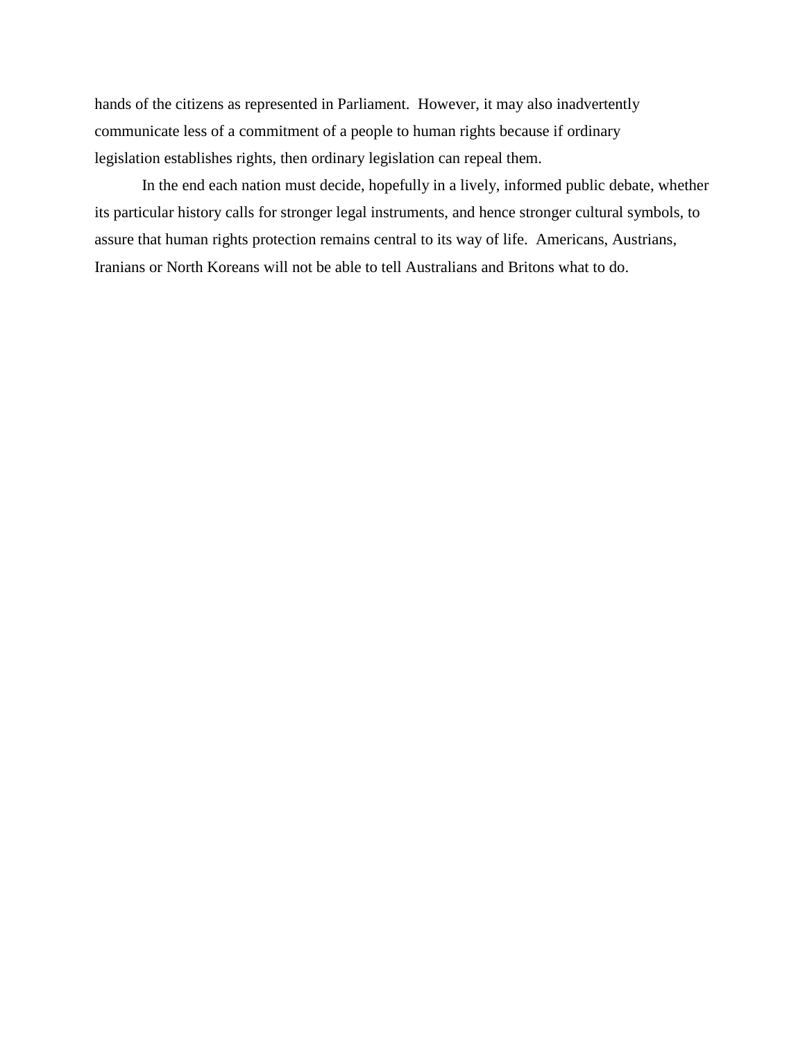hands of the citizens as represented in Parliament. However, it may also inadvertently communicate less of a commitment of a people to human rights because if ordinary legislation establishes rights, then ordinary legislation can repeal them.

In the end each nation must decide, hopefully in a lively, informed public debate, whether its particular history calls for stronger legal instruments, and hence stronger cultural symbols, to assure that human rights protection remains central to its way of life. Americans, Austrians, Iranians or North Koreans will not be able to tell Australians and Britons what to do.